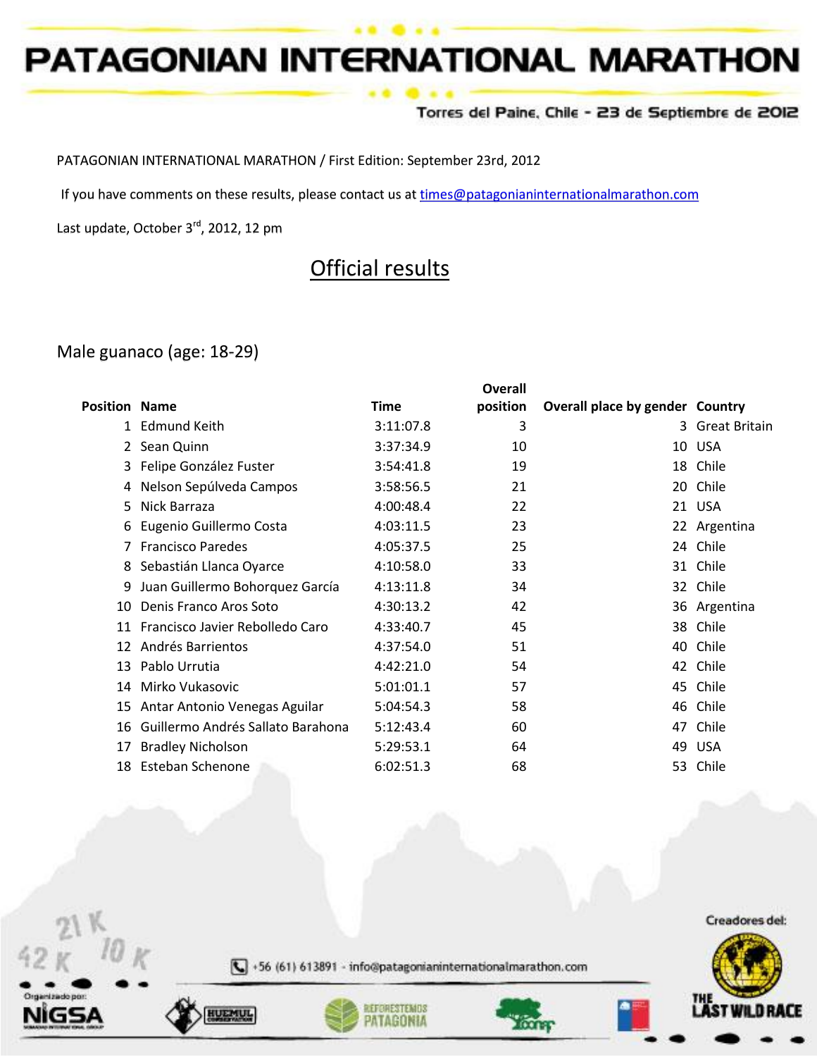# PATAGONIAN INTERNATIONAL MARATHON

Torres del Paine, Chile - 23 de Septiembre de 2012

PATAGONIAN INTERNATIONAL MARATHON / First Edition: September 23rd, 2012

If you have comments on these results, please contact us at times@patagonianinternationalmarathon.com

Last update, October 3rd, 2012, 12 pm

## Official results

### Male guanaco (age: 18-29)

| Position | Name | Time | Overall position | Overall place by gender | Country |
|---|---|---|---|---|---|
| 1 | Edmund Keith | 3:11:07.8 | 3 | 3 | Great Britain |
| 2 | Sean Quinn | 3:37:34.9 | 10 | 10 | USA |
| 3 | Felipe González Fuster | 3:54:41.8 | 19 | 18 | Chile |
| 4 | Nelson Sepúlveda Campos | 3:58:56.5 | 21 | 20 | Chile |
| 5 | Nick Barraza | 4:00:48.4 | 22 | 21 | USA |
| 6 | Eugenio Guillermo Costa | 4:03:11.5 | 23 | 22 | Argentina |
| 7 | Francisco Paredes | 4:05:37.5 | 25 | 24 | Chile |
| 8 | Sebastián Llanca Oyarce | 4:10:58.0 | 33 | 31 | Chile |
| 9 | Juan Guillermo Bohorquez García | 4:13:11.8 | 34 | 32 | Chile |
| 10 | Denis Franco Aros Soto | 4:30:13.2 | 42 | 36 | Argentina |
| 11 | Francisco Javier Rebolledo Caro | 4:33:40.7 | 45 | 38 | Chile |
| 12 | Andrés Barrientos | 4:37:54.0 | 51 | 40 | Chile |
| 13 | Pablo Urrutia | 4:42:21.0 | 54 | 42 | Chile |
| 14 | Mirko Vukasovic | 5:01:01.1 | 57 | 45 | Chile |
| 15 | Antar Antonio Venegas Aguilar | 5:04:54.3 | 58 | 46 | Chile |
| 16 | Guillermo Andrés Sallato Barahona | 5:12:43.4 | 60 | 47 | Chile |
| 17 | Bradley Nicholson | 5:29:53.1 | 64 | 49 | USA |
| 18 | Esteban Schenone | 6:02:51.3 | 68 | 53 | Chile |

+56 (61) 613891 - info@patagonianinternationalmarathon.com

Organizado por: NIGSA

Creadores del: THE LAST WILD RACE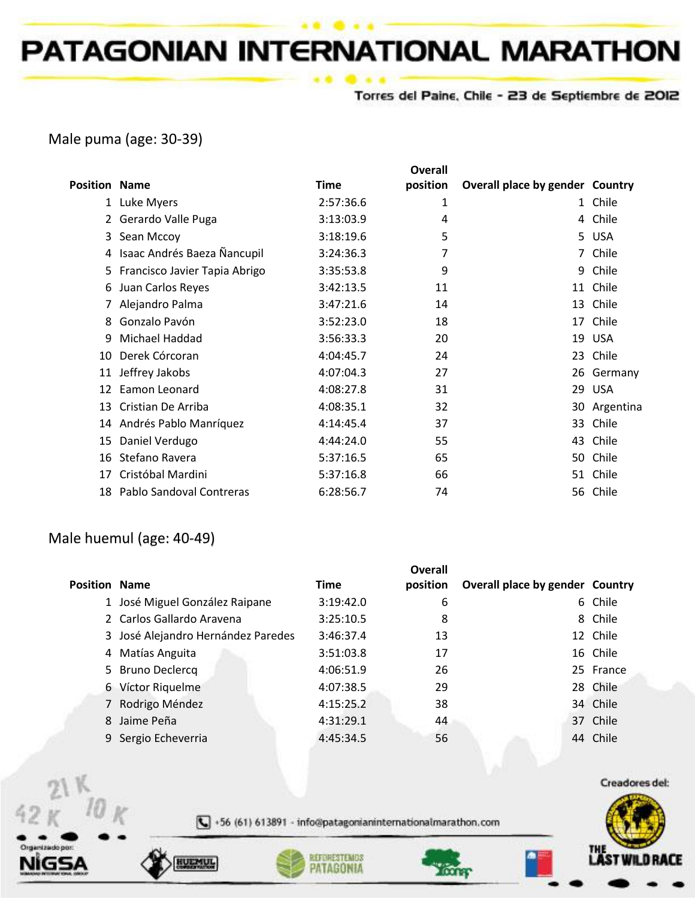## Male puma (age: 30-39)

| Position | Name | Time | Overall position | Overall place by gender | Country |
|---|---|---|---|---|---|
| 1 | Luke Myers | 2:57:36.6 | 1 | 1 | Chile |
| 2 | Gerardo Valle Puga | 3:13:03.9 | 4 | 4 | Chile |
| 3 | Sean Mccoy | 3:18:19.6 | 5 | 5 | USA |
| 4 | Isaac Andrés Baeza Ñancupil | 3:24:36.3 | 7 | 7 | Chile |
| 5 | Francisco Javier Tapia Abrigo | 3:35:53.8 | 9 | 9 | Chile |
| 6 | Juan Carlos Reyes | 3:42:13.5 | 11 | 11 | Chile |
| 7 | Alejandro Palma | 3:47:21.6 | 14 | 13 | Chile |
| 8 | Gonzalo Pavón | 3:52:23.0 | 18 | 17 | Chile |
| 9 | Michael Haddad | 3:56:33.3 | 20 | 19 | USA |
| 10 | Derek Córcoran | 4:04:45.7 | 24 | 23 | Chile |
| 11 | Jeffrey Jakobs | 4:07:04.3 | 27 | 26 | Germany |
| 12 | Eamon Leonard | 4:08:27.8 | 31 | 29 | USA |
| 13 | Cristian De Arriba | 4:08:35.1 | 32 | 30 | Argentina |
| 14 | Andrés Pablo Manríquez | 4:14:45.4 | 37 | 33 | Chile |
| 15 | Daniel Verdugo | 4:44:24.0 | 55 | 43 | Chile |
| 16 | Stefano Ravera | 5:37:16.5 | 65 | 50 | Chile |
| 17 | Cristóbal Mardini | 5:37:16.8 | 66 | 51 | Chile |
| 18 | Pablo Sandoval Contreras | 6:28:56.7 | 74 | 56 | Chile |

## Male huemul (age: 40-49)

| Position | Name | Time | Overall position | Overall place by gender | Country |
|---|---|---|---|---|---|
| 1 | José Miguel González Raipane | 3:19:42.0 | 6 | 6 | Chile |
| 2 | Carlos Gallardo Aravena | 3:25:10.5 | 8 | 8 | Chile |
| 3 | José Alejandro Hernández Paredes | 3:46:37.4 | 13 | 12 | Chile |
| 4 | Matías Anguita | 3:51:03.8 | 17 | 16 | Chile |
| 5 | Bruno Declercq | 4:06:51.9 | 26 | 25 | France |
| 6 | Víctor Riquelme | 4:07:38.5 | 29 | 28 | Chile |
| 7 | Rodrigo Méndez | 4:15:25.2 | 38 | 34 | Chile |
| 8 | Jaime Peña | 4:31:29.1 | 44 | 37 | Chile |
| 9 | Sergio Echeverria | 4:45:34.5 | 56 | 44 | Chile |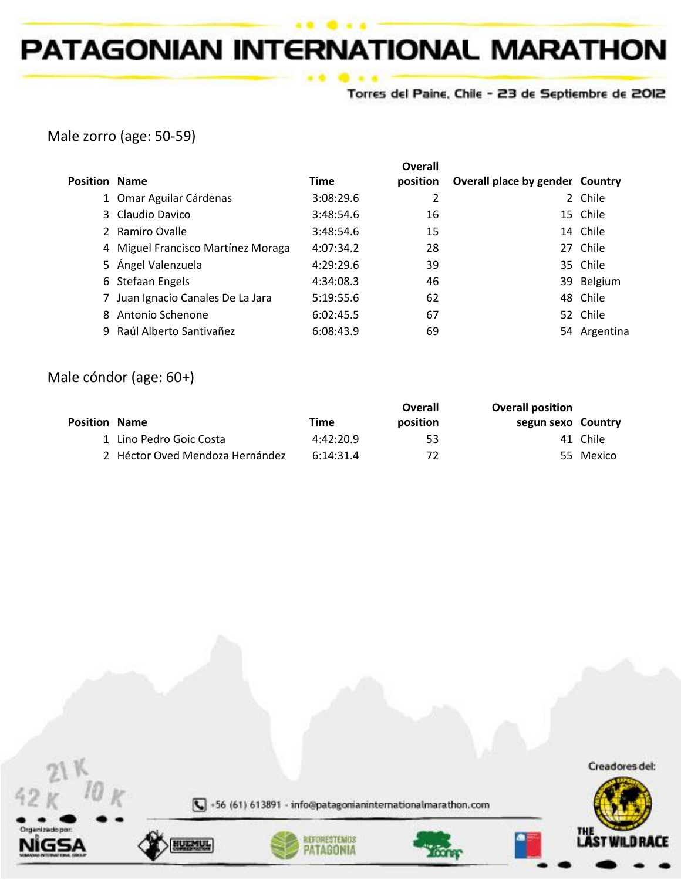# PATAGONIAN INTERNATIONAL MARATHON

Torres del Paine, Chile - 23 de Septiembre de 2012

## Male zorro (age: 50-59)

| Position | Name | Time | Overall position | Overall place by gender | Country |
|---|---|---|---|---|---|
| 1 | Omar Aguilar Cárdenas | 3:08:29.6 | 2 | 2 | Chile |
| 3 | Claudio Davico | 3:48:54.6 | 16 | 15 | Chile |
| 2 | Ramiro Ovalle | 3:48:54.6 | 15 | 14 | Chile |
| 4 | Miguel Francisco Martínez Moraga | 4:07:34.2 | 28 | 27 | Chile |
| 5 | Ángel Valenzuela | 4:29:29.6 | 39 | 35 | Chile |
| 6 | Stefaan Engels | 4:34:08.3 | 46 | 39 | Belgium |
| 7 | Juan Ignacio Canales De La Jara | 5:19:55.6 | 62 | 48 | Chile |
| 8 | Antonio Schenone | 6:02:45.5 | 67 | 52 | Chile |
| 9 | Raúl Alberto Santivañez | 6:08:43.9 | 69 | 54 | Argentina |

## Male cóndor (age: 60+)

| Position | Name | Time | Overall position | Overall position segun sexo | Country |
|---|---|---|---|---|---|
| 1 | Lino Pedro Goic Costa | 4:42:20.9 | 53 | 41 | Chile |
| 2 | Héctor Oved Mendoza Hernández | 6:14:31.4 | 72 | 55 | Mexico |

+56 (61) 613891 - info@patagonianinternationalmarathon.com

Organizado por: NIGSA

Creadores del: THE LAST WILD RACE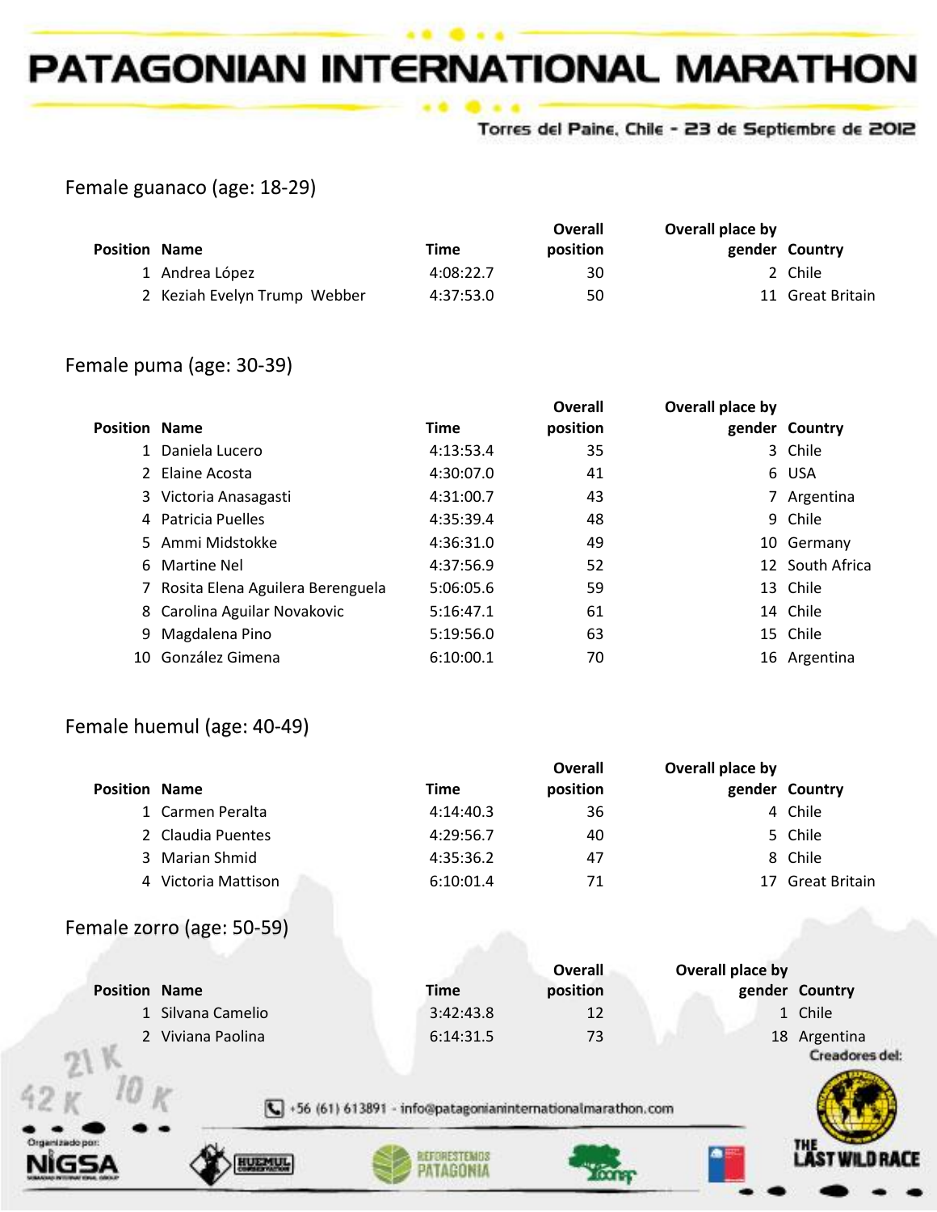# PATAGONIAN INTERNATIONAL MARATHON

Torres del Paine, Chile - 23 de Septiembre de 2012

## Female guanaco (age: 18-29)

| Position | Name | Time | Overall position | Overall place by gender | Country |
|---|---|---|---|---|---|
| 1 | Andrea López | 4:08:22.7 | 30 | 2 | Chile |
| 2 | Keziah Evelyn Trump Webber | 4:37:53.0 | 50 | 11 | Great Britain |

## Female puma (age: 30-39)

| Position | Name | Time | Overall position | Overall place by gender | Country |
|---|---|---|---|---|---|
| 1 | Daniela Lucero | 4:13:53.4 | 35 | 3 | Chile |
| 2 | Elaine Acosta | 4:30:07.0 | 41 | 6 | USA |
| 3 | Victoria Anasagasti | 4:31:00.7 | 43 | 7 | Argentina |
| 4 | Patricia Puelles | 4:35:39.4 | 48 | 9 | Chile |
| 5 | Ammi Midstokke | 4:36:31.0 | 49 | 10 | Germany |
| 6 | Martine Nel | 4:37:56.9 | 52 | 12 | South Africa |
| 7 | Rosita Elena Aguilera Berenguela | 5:06:05.6 | 59 | 13 | Chile |
| 8 | Carolina Aguilar Novakovic | 5:16:47.1 | 61 | 14 | Chile |
| 9 | Magdalena Pino | 5:19:56.0 | 63 | 15 | Chile |
| 10 | González Gimena | 6:10:00.1 | 70 | 16 | Argentina |

## Female huemul (age: 40-49)

| Position | Name | Time | Overall position | Overall place by gender | Country |
|---|---|---|---|---|---|
| 1 | Carmen Peralta | 4:14:40.3 | 36 | 4 | Chile |
| 2 | Claudia Puentes | 4:29:56.7 | 40 | 5 | Chile |
| 3 | Marian Shmid | 4:35:36.2 | 47 | 8 | Chile |
| 4 | Victoria Mattison | 6:10:01.4 | 71 | 17 | Great Britain |

## Female zorro (age: 50-59)

| Position | Name | Time | Overall position | Overall place by gender | Country |
|---|---|---|---|---|---|
| 1 | Silvana Camelio | 3:42:43.8 | 12 | 1 | Chile |
| 2 | Viviana Paolina | 6:14:31.5 | 73 | 18 | Argentina |

+56 (61) 613891 - info@patagonianinternationalmarathon.com

Organizado por: NIGSA

Creadores del: THE LAST WILD RACE